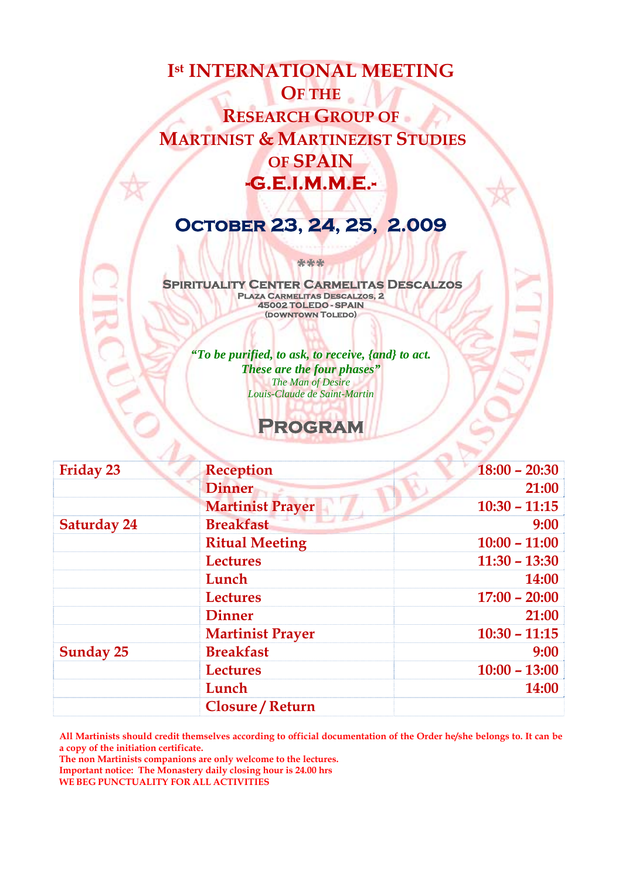# I[st] INTERNATIONAL MEETING OF THE RESEARCH GROUP OF MARTINIST & MARTINEZIST STUDIES OF SPAIN -G.E.I.M.M.E.-

## OCTOBER 23, 24, 25, 2.009

\*\*\*

**SPIRITUALITY CENTER CARMELITAS DESCALZOS**
PLAZA CARMELITAS DESCALZOS, 2
45002 TOLEDO - SPAIN
(DOWNTOWN TOLEDO)

*"To be purified, to ask, to receive, {and} to act.*
*These are the four phases"*
*The Man of Desire*
*Louis-Claude de Saint-Martin*

## PROGRAM

| | | |
|---|---|---|
| **Friday 23** | **Reception** | **18:00 – 20:30** |
| | **Dinner** | **21:00** |
| | **Martinist Prayer** | **10:30 – 11:15** |
| **Saturday 24** | **Breakfast** | **9:00** |
| | **Ritual Meeting** | **10:00 – 11:00** |
| | **Lectures** | **11:30 – 13:30** |
| | **Lunch** | **14:00** |
| | **Lectures** | **17:00 – 20:00** |
| | **Dinner** | **21:00** |
| | **Martinist Prayer** | **10:30 – 11:15** |
| **Sunday 25** | **Breakfast** | **9:00** |
| | **Lectures** | **10:00 – 13:00** |
| | **Lunch** | **14:00** |
| | **Closure / Return** | |

**All Martinists should credit themselves according to official documentation of the Order he/she belongs to. It can be a copy of the initiation certificate.**
**The non Martinists companions are only welcome to the lectures.**
**Important notice: The Monastery daily closing hour is 24.00 hrs**
**WE BEG PUNCTUALITY FOR ALL ACTIVITIES**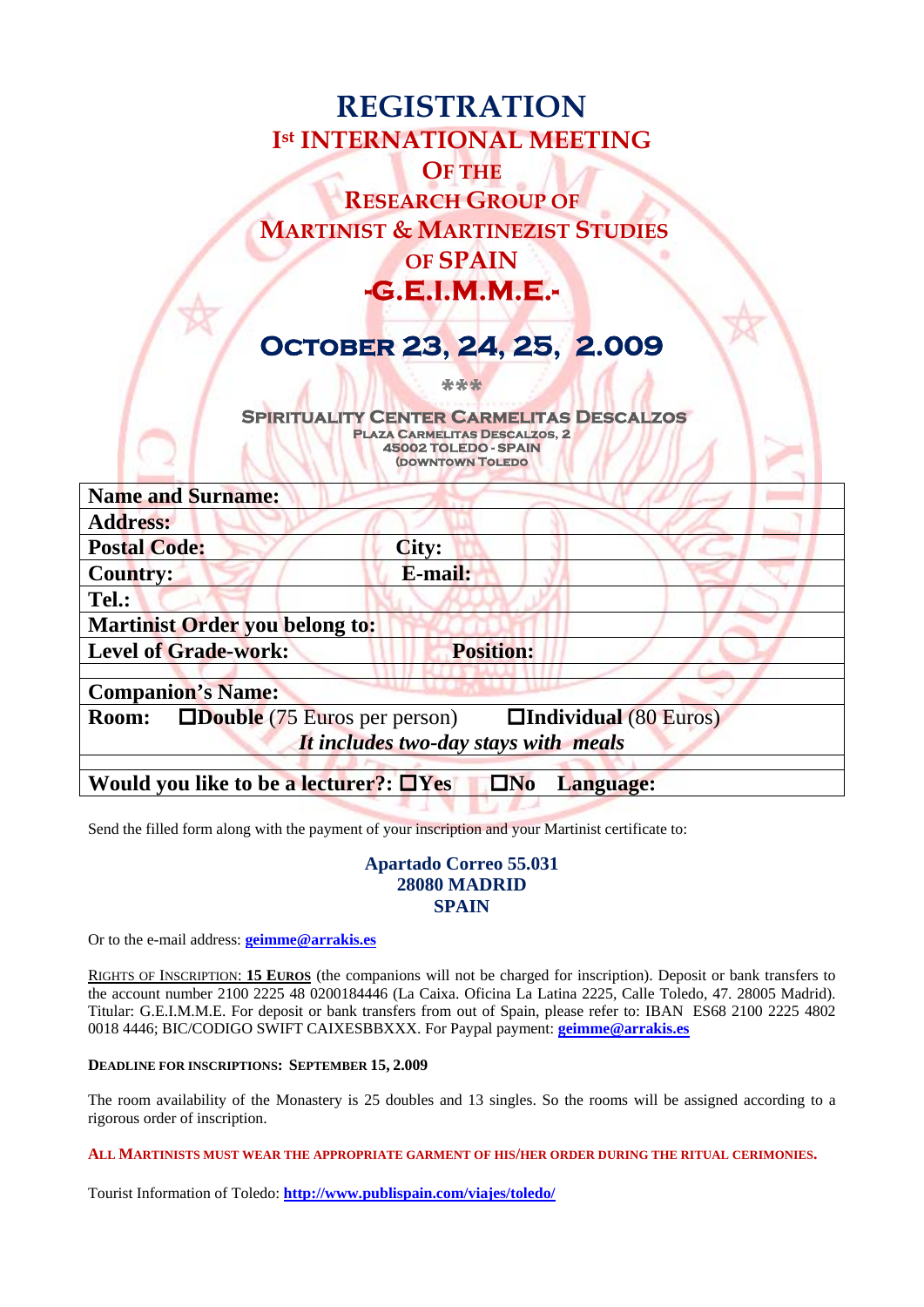# REGISTRATION

## I[st] INTERNATIONAL MEETING OF THE RESEARCH GROUP OF MARTINIST & MARTINEZIST STUDIES OF SPAIN

## -G.E.I.M.M.E.-

## OCTOBER 23, 24, 25, 2.009

\*\*\*

**SPIRITUALITY CENTER CARMELITAS DESCALZOS**
PLAZA CARMELITAS DESCALZOS, 2
45002 TOLEDO - SPAIN
(DOWNTOWN TOLEDO)

| | |
|---|---|
| **Name and Surname:** | |
| **Address:** | |
| **Postal Code:** | **City:** |
| **Country:** | **E-mail:** |
| **Tel.:** | |
| **Martinist Order you belong to:** | |
| **Level of Grade-work:** | **Position:** |
| | |
| **Companion's Name:** | |
| **Room:** ☐**Double** (75 Euros per person) | ☐**Individual** (80 Euros) |
| ***It includes two-day stays with meals*** | |
| | |
| **Would you like to be a lecturer?: ☐Yes ☐No** | **Language:** |

Send the filled form along with the payment of your inscription and your Martinist certificate to:

**Apartado Correo 55.031**
**28080 MADRID**
**SPAIN**

Or to the e-mail address: **geimme@arrakis.es**

RIGHTS OF INSCRIPTION: **15 EUROS** (the companions will not be charged for inscription). Deposit or bank transfers to the account number 2100 2225 48 0200184446 (La Caixa. Oficina La Latina 2225, Calle Toledo, 47. 28005 Madrid). Titular: G.E.I.M.M.E. For deposit or bank transfers from out of Spain, please refer to: IBAN ES68 2100 2225 4802 0018 4446; BIC/CODIGO SWIFT CAIXESBBXXX. For Paypal payment: **geimme@arrakis.es**

**DEADLINE FOR INSCRIPTIONS: SEPTEMBER 15, 2.009**

The room availability of the Monastery is 25 doubles and 13 singles. So the rooms will be assigned according to a rigorous order of inscription.

**ALL MARTINISTS MUST WEAR THE APPROPRIATE GARMENT OF HIS/HER ORDER DURING THE RITUAL CIMERONIES.**

Tourist Information of Toledo: **http://www.publispain.com/viajes/toledo/**